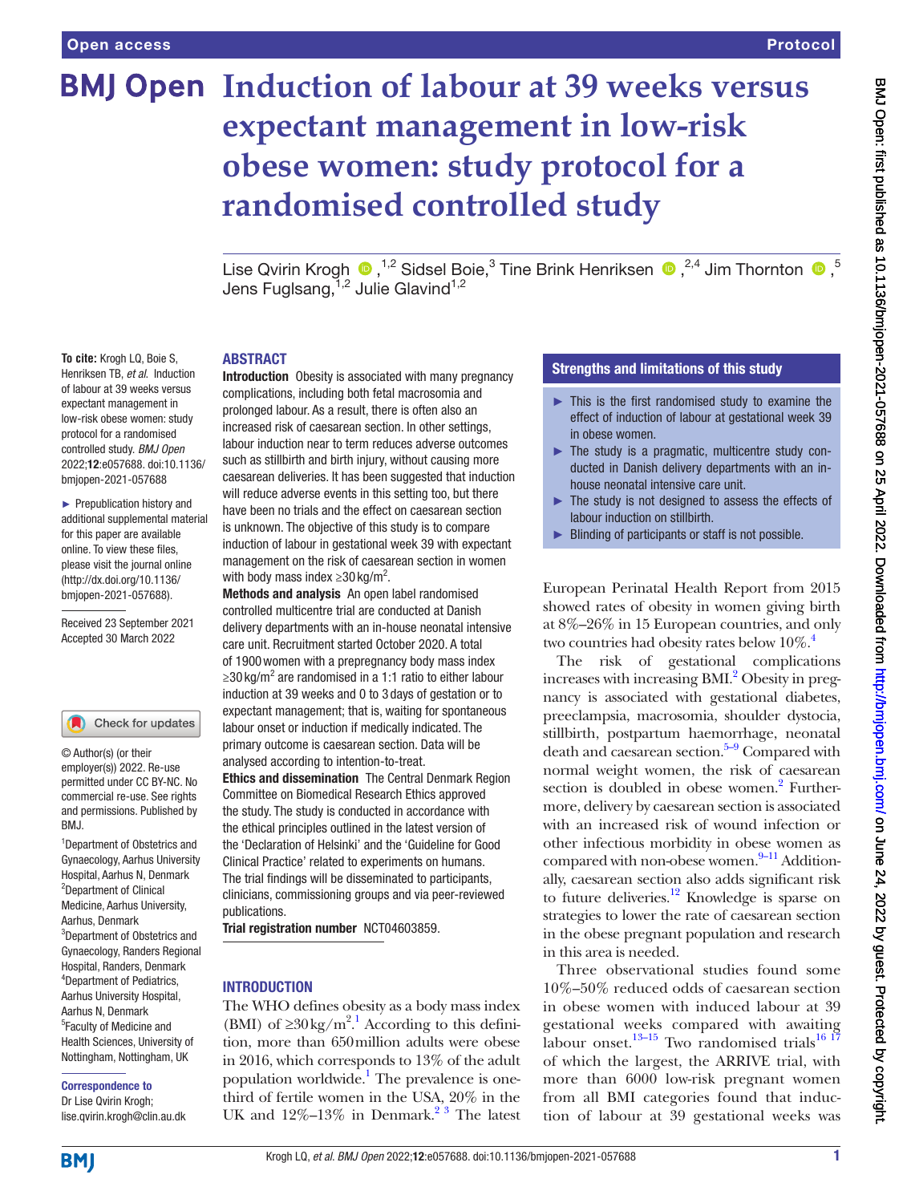Open access

Protocol

# Induction of labour at 39 weeks versus expectant management in low-risk obese women: study protocol for a randomised controlled study

Lise Qvirin Krogh,[1,2] Sidsel Boie,[3] Tine Brink Henriksen,[2,4] Jim Thornton,[5] Jens Fuglsang,[1,2] Julie Glavind[1,2]

**To cite:** Krogh LQ, Boie S, Henriksen TB, *et al*. Induction of labour at 39 weeks versus expectant management in low-risk obese women: study protocol for a randomised controlled study. *BMJ Open* 2022;**12**:e057688. doi:10.1136/bmjopen-2021-057688

► Prepublication history and additional supplemental material for this paper are available online. To view these files, please visit the journal online (http://dx.doi.org/10.1136/bmjopen-2021-057688).

Received 23 September 2021
Accepted 30 March 2022

© Author(s) (or their employer(s)) 2022. Re-use permitted under CC BY-NC. No commercial re-use. See rights and permissions. Published by BMJ.

[1]Department of Obstetrics and Gynaecology, Aarhus University Hospital, Aarhus N, Denmark
[2]Department of Clinical Medicine, Aarhus University, Aarhus, Denmark
[3]Department of Obstetrics and Gynaecology, Randers Regional Hospital, Randers, Denmark
[4]Department of Pediatrics, Aarhus University Hospital, Aarhus N, Denmark
[5]Faculty of Medicine and Health Sciences, University of Nottingham, Nottingham, UK

**Correspondence to**
Dr Lise Qvirin Krogh;
lise.qvirin.krogh@clin.au.dk

## ABSTRACT

**Introduction** Obesity is associated with many pregnancy complications, including both fetal macrosomia and prolonged labour. As a result, there is often also an increased risk of caesarean section. In other settings, labour induction near to term reduces adverse outcomes such as stillbirth and birth injury, without causing more caesarean deliveries. It has been suggested that induction will reduce adverse events in this setting too, but there have been no trials and the effect on caesarean section is unknown. The objective of this study is to compare induction of labour in gestational week 39 with expectant management on the risk of caesarean section in women with body mass index ≥30 kg/m$^2$.

**Methods and analysis** An open label randomised controlled multicentre trial are conducted at Danish delivery departments with an in-house neonatal intensive care unit. Recruitment started October 2020. A total of 1900 women with a prepregnancy body mass index ≥30 kg/m$^2$ are randomised in a 1:1 ratio to either labour induction at 39 weeks and 0 to 3 days of gestation or to expectant management; that is, waiting for spontaneous labour onset or induction if medically indicated. The primary outcome is caesarean section. Data will be analysed according to intention-to-treat.

**Ethics and dissemination** The Central Denmark Region Committee on Biomedical Research Ethics approved the study. The study is conducted in accordance with the ethical principles outlined in the latest version of the 'Declaration of Helsinki' and the 'Guideline for Good Clinical Practice' related to experiments on humans. The trial findings will be disseminated to participants, clinicians, commissioning groups and via peer-reviewed publications.

**Trial registration number** NCT04603859.

### Strengths and limitations of this study

- This is the first randomised study to examine the effect of induction of labour at gestational week 39 in obese women.
- The study is a pragmatic, multicentre study conducted in Danish delivery departments with an in-house neonatal intensive care unit.
- The study is not designed to assess the effects of labour induction on stillbirth.
- Blinding of participants or staff is not possible.

## INTRODUCTION

The WHO defines obesity as a body mass index (BMI) of ≥30 kg/m$^2$.[1] According to this definition, more than 650 million adults were obese in 2016, which corresponds to 13% of the adult population worldwide.[1] The prevalence is one-third of fertile women in the USA, 20% in the UK and 12%–13% in Denmark.[2,3] The latest European Perinatal Health Report from 2015 showed rates of obesity in women giving birth at 8%–26% in 15 European countries, and only two countries had obesity rates below 10%.[4]

The risk of gestational complications increases with increasing BMI.[2] Obesity in pregnancy is associated with gestational diabetes, preeclampsia, macrosomia, shoulder dystocia, stillbirth, postpartum haemorrhage, neonatal death and caesarean section.[5–9] Compared with normal weight women, the risk of caesarean section is doubled in obese women.[2] Furthermore, delivery by caesarean section is associated with an increased risk of wound infection or other infectious morbidity in obese women as compared with non-obese women.[9–11] Additionally, caesarean section also adds significant risk to future deliveries.[12] Knowledge is sparse on strategies to lower the rate of caesarean section in the obese pregnant population and research in this area is needed.

Three observational studies found some 10%–50% reduced odds of caesarean section in obese women with induced labour at 39 gestational weeks compared with awaiting labour onset.[13–15] Two randomised trials[16,17] of which the largest, the ARRIVE trial, with more than 6000 low-risk pregnant women from all BMI categories found that induction of labour at 39 gestational weeks was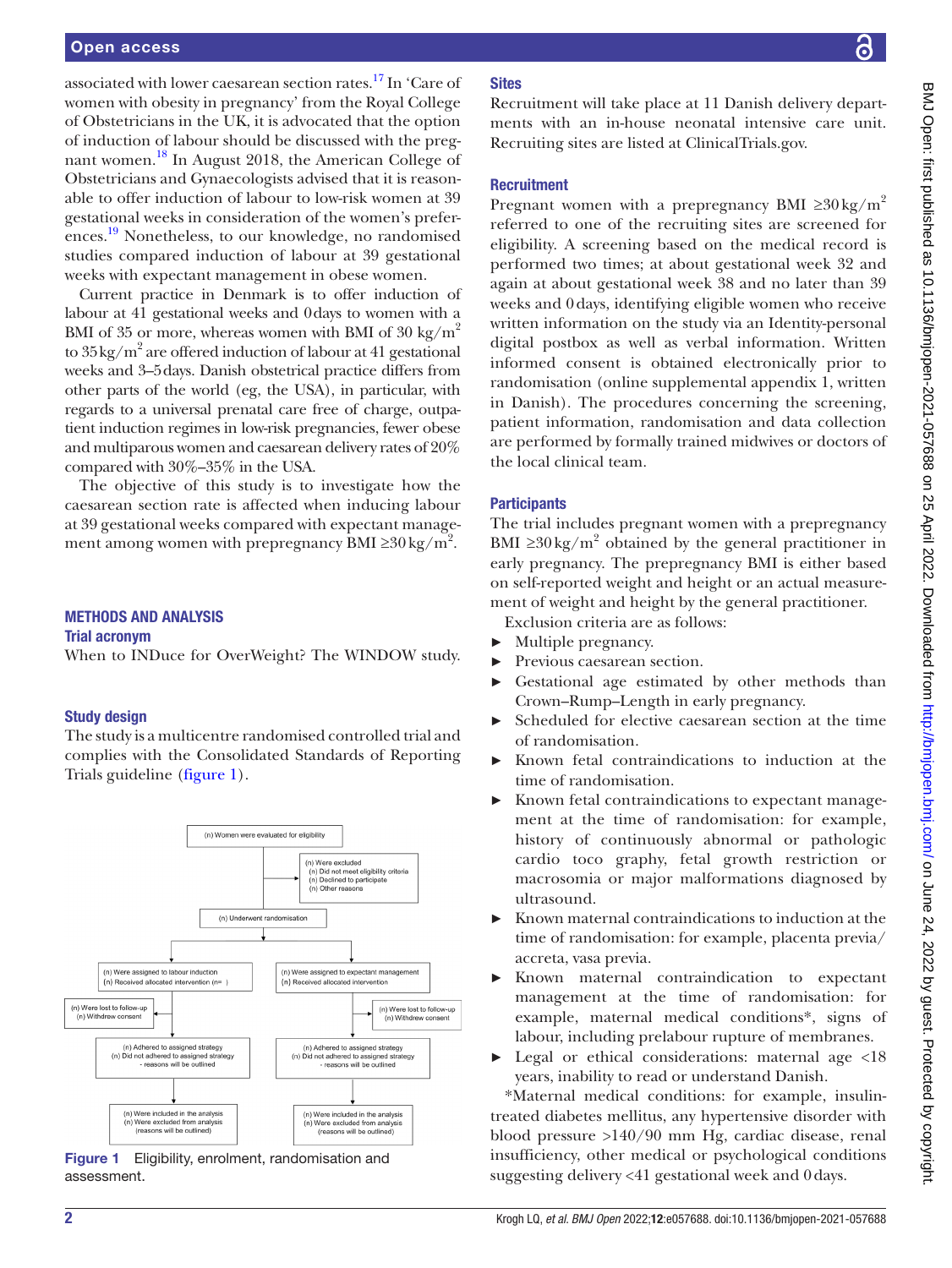associated with lower caesarean section rates.[17] In 'Care of women with obesity in pregnancy' from the Royal College of Obstetricians in the UK, it is advocated that the option of induction of labour should be discussed with the pregnant women.[18] In August 2018, the American College of Obstetricians and Gynaecologists advised that it is reasonable to offer induction of labour to low-risk women at 39 gestational weeks in consideration of the women's preferences.[19] Nonetheless, to our knowledge, no randomised studies compared induction of labour at 39 gestational weeks with expectant management in obese women.

Current practice in Denmark is to offer induction of labour at 41 gestational weeks and 0 days to women with a BMI of 35 or more, whereas women with BMI of 30 kg/m$^2$ to 35 kg/m$^2$ are offered induction of labour at 41 gestational weeks and 3–5 days. Danish obstetrical practice differs from other parts of the world (eg, the USA), in particular, with regards to a universal prenatal care free of charge, outpatient induction regimes in low-risk pregnancies, fewer obese and multiparous women and caesarean delivery rates of 20% compared with 30%–35% in the USA.

The objective of this study is to investigate how the caesarean section rate is affected when inducing labour at 39 gestational weeks compared with expectant management among women with prepregnancy BMI ≥30 kg/m$^2$.

## METHODS AND ANALYSIS

### Trial acronym

When to INDuce for OverWeight? The WINDOW study.

### Study design

The study is a multicentre randomised controlled trial and complies with the Consolidated Standards of Reporting Trials guideline (figure 1).

Figure 1 Eligibility, enrolment, randomisation and assessment.

### Sites

Recruitment will take place at 11 Danish delivery departments with an in-house neonatal intensive care unit. Recruiting sites are listed at ClinicalTrials.gov.

### Recruitment

Pregnant women with a prepregnancy BMI ≥30 kg/m$^2$ referred to one of the recruiting sites are screened for eligibility. A screening based on the medical record is performed two times; at about gestational week 32 and again at about gestational week 38 and no later than 39 weeks and 0 days, identifying eligible women who receive written information on the study via an Identity-personal digital postbox as well as verbal information. Written informed consent is obtained electronically prior to randomisation (online supplemental appendix 1, written in Danish). The procedures concerning the screening, patient information, randomisation and data collection are performed by formally trained midwives or doctors of the local clinical team.

### Participants

The trial includes pregnant women with a prepregnancy BMI ≥30 kg/m$^2$ obtained by the general practitioner in early pregnancy. The prepregnancy BMI is either based on self-reported weight and height or an actual measurement of weight and height by the general practitioner.

Exclusion criteria are as follows:

- Multiple pregnancy.
- Previous caesarean section.
- Gestational age estimated by other methods than Crown–Rump–Length in early pregnancy.
- Scheduled for elective caesarean section at the time of randomisation.
- Known fetal contraindications to induction at the time of randomisation.
- Known fetal contraindications to expectant management at the time of randomisation: for example, history of continuously abnormal or pathologic cardio toco graphy, fetal growth restriction or macrosomia or major malformations diagnosed by ultrasound.
- Known maternal contraindications to induction at the time of randomisation: for example, placenta previa/accreta, vasa previa.
- Known maternal contraindication to expectant management at the time of randomisation: for example, maternal medical conditions*, signs of labour, including prelabour rupture of membranes.
- Legal or ethical considerations: maternal age <18 years, inability to read or understand Danish.

*Maternal medical conditions: for example, insulin-treated diabetes mellitus, any hypertensive disorder with blood pressure >140/90 mm Hg, cardiac disease, renal insufficiency, other medical or psychological conditions suggesting delivery <41 gestational week and 0 days.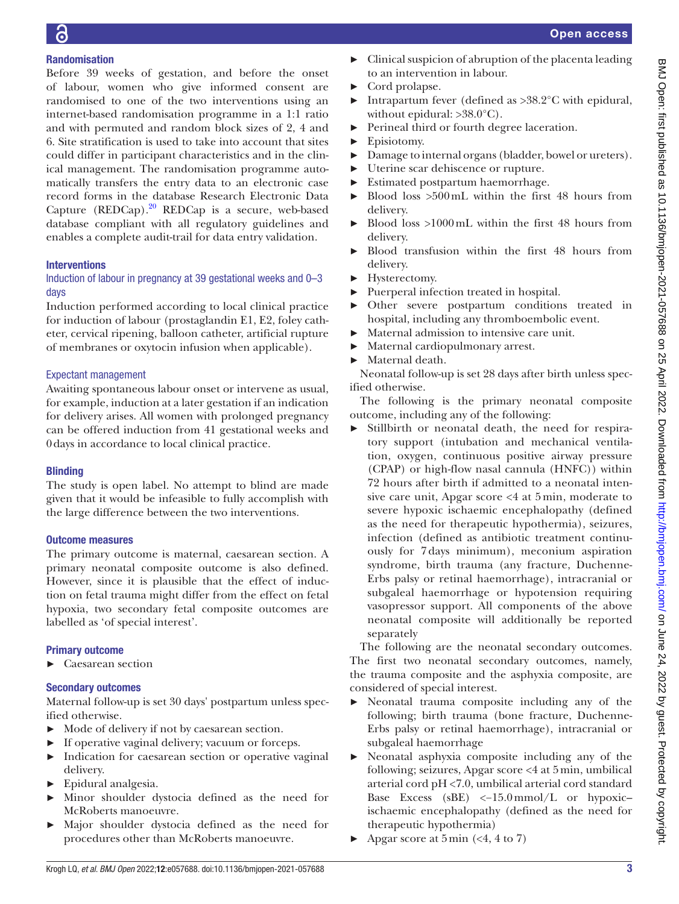### Randomisation

Before 39 weeks of gestation, and before the onset of labour, women who give informed consent are randomised to one of the two interventions using an internet-based randomisation programme in a 1:1 ratio and with permuted and random block sizes of 2, 4 and 6. Site stratification is used to take into account that sites could differ in participant characteristics and in the clinical management. The randomisation programme automatically transfers the entry data to an electronic case record forms in the database Research Electronic Data Capture (REDCap).[20] REDCap is a secure, web-based database compliant with all regulatory guidelines and enables a complete audit-trail for data entry validation.

### Interventions

#### Induction of labour in pregnancy at 39 gestational weeks and 0–3 days

Induction performed according to local clinical practice for induction of labour (prostaglandin E1, E2, foley catheter, cervical ripening, balloon catheter, artificial rupture of membranes or oxytocin infusion when applicable).

#### Expectant management

Awaiting spontaneous labour onset or intervene as usual, for example, induction at a later gestation if an indication for delivery arises. All women with prolonged pregnancy can be offered induction from 41 gestational weeks and 0 days in accordance to local clinical practice.

### Blinding

The study is open label. No attempt to blind are made given that it would be infeasible to fully accomplish with the large difference between the two interventions.

### Outcome measures

The primary outcome is maternal, caesarean section. A primary neonatal composite outcome is also defined. However, since it is plausible that the effect of induction on fetal trauma might differ from the effect on fetal hypoxia, two secondary fetal composite outcomes are labelled as 'of special interest'.

### Primary outcome

- Caesarean section

### Secondary outcomes

Maternal follow-up is set 30 days' postpartum unless specified otherwise.

- Mode of delivery if not by caesarean section.
- If operative vaginal delivery; vacuum or forceps.
- Indication for caesarean section or operative vaginal delivery.
- Epidural analgesia.
- Minor shoulder dystocia defined as the need for McRoberts manoeuvre.
- Major shoulder dystocia defined as the need for procedures other than McRoberts manoeuvre.
- Clinical suspicion of abruption of the placenta leading to an intervention in labour.
- Cord prolapse.
- Intrapartum fever (defined as >38.2°C with epidural, without epidural: >38.0°C).
- Perineal third or fourth degree laceration.
- Episiotomy.
- Damage to internal organs (bladder, bowel or ureters).
- Uterine scar dehiscence or rupture.
- Estimated postpartum haemorrhage.
- Blood loss >500 mL within the first 48 hours from delivery.
- Blood loss >1000 mL within the first 48 hours from delivery.
- Blood transfusion within the first 48 hours from delivery.
- Hysterectomy.
- Puerperal infection treated in hospital.
- Other severe postpartum conditions treated in hospital, including any thromboembolic event.
- Maternal admission to intensive care unit.
- Maternal cardiopulmonary arrest.
- Maternal death.

Neonatal follow-up is set 28 days after birth unless specified otherwise.

The following is the primary neonatal composite outcome, including any of the following:

- Stillbirth or neonatal death, the need for respiratory support (intubation and mechanical ventilation, oxygen, continuous positive airway pressure (CPAP) or high-flow nasal cannula (HNFC)) within 72 hours after birth if admitted to a neonatal intensive care unit, Apgar score <4 at 5 min, moderate to severe hypoxic ischaemic encephalopathy (defined as the need for therapeutic hypothermia), seizures, infection (defined as antibiotic treatment continuously for 7 days minimum), meconium aspiration syndrome, birth trauma (any fracture, Duchenne-Erbs palsy or retinal haemorrhage), intracranial or subgaleal haemorrhage or hypotension requiring vasopressor support. All components of the above neonatal composite will additionally be reported separately

The following are the neonatal secondary outcomes. The first two neonatal secondary outcomes, namely, the trauma composite and the asphyxia composite, are considered of special interest.

- Neonatal trauma composite including any of the following; birth trauma (bone fracture, Duchenne-Erbs palsy or retinal haemorrhage), intracranial or subgaleal haemorrhage
- Neonatal asphyxia composite including any of the following; seizures, Apgar score <4 at 5 min, umbilical arterial cord pH <7.0, umbilical arterial cord standard Base Excess (sBE) <−15.0 mmol/L or hypoxic–ischaemic encephalopathy (defined as the need for therapeutic hypothermia)
- Apgar score at 5 min (<4, 4 to 7)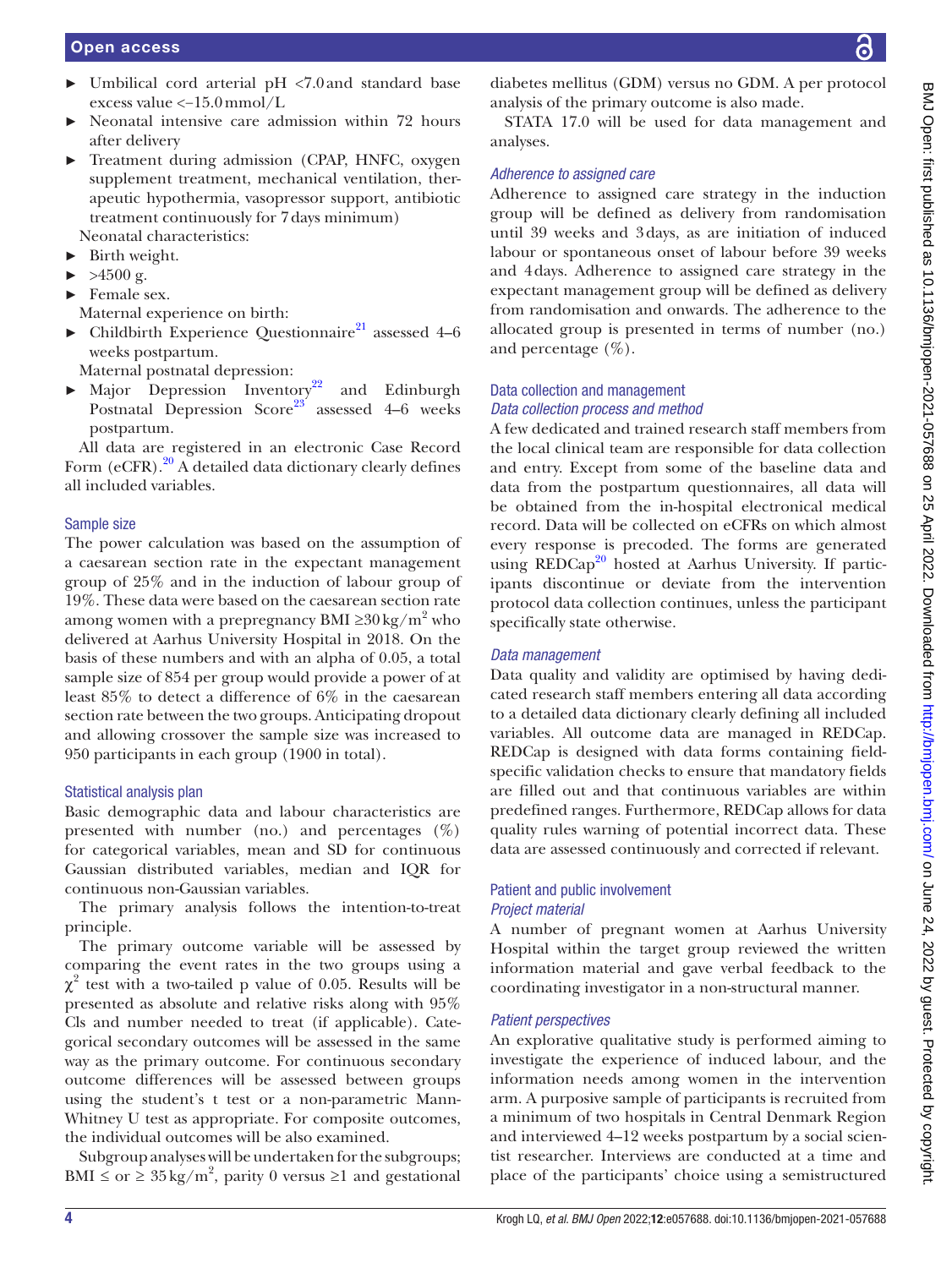- Umbilical cord arterial pH <7.0 and standard base excess value <−15.0 mmol/L
- Neonatal intensive care admission within 72 hours after delivery
- Treatment during admission (CPAP, HNFC, oxygen supplement treatment, mechanical ventilation, therapeutic hypothermia, vasopressor support, antibiotic treatment continuously for 7 days minimum)

Neonatal characteristics:

- Birth weight.
- >4500 g.
- Female sex.

Maternal experience on birth:

- Childbirth Experience Questionnaire[21] assessed 4–6 weeks postpartum.

Maternal postnatal depression:

- Major Depression Inventory[22] and Edinburgh Postnatal Depression Score[23] assessed 4–6 weeks postpartum.

All data are registered in an electronic Case Record Form (eCFR).[20] A detailed data dictionary clearly defines all included variables.

## Sample size

The power calculation was based on the assumption of a caesarean section rate in the expectant management group of 25% and in the induction of labour group of 19%. These data were based on the caesarean section rate among women with a prepregnancy BMI ≥30 kg/m$^2$ who delivered at Aarhus University Hospital in 2018. On the basis of these numbers and with an alpha of 0.05, a total sample size of 854 per group would provide a power of at least 85% to detect a difference of 6% in the caesarean section rate between the two groups. Anticipating dropout and allowing crossover the sample size was increased to 950 participants in each group (1900 in total).

## Statistical analysis plan

Basic demographic data and labour characteristics are presented with number (no.) and percentages (%) for categorical variables, mean and SD for continuous Gaussian distributed variables, median and IQR for continuous non-Gaussian variables.

The primary analysis follows the intention-to-treat principle.

The primary outcome variable will be assessed by comparing the event rates in the two groups using a $\chi^2$ test with a two-tailed p value of 0.05. Results will be presented as absolute and relative risks along with 95% CIs and number needed to treat (if applicable). Categorical secondary outcomes will be assessed in the same way as the primary outcome. For continuous secondary outcome differences will be assessed between groups using the student's t test or a non-parametric Mann-Whitney U test as appropriate. For composite outcomes, the individual outcomes will be also examined.

Subgroup analyses will be undertaken for the subgroups; BMI ≤ or ≥ 35 kg/m$^2$, parity 0 versus ≥1 and gestational diabetes mellitus (GDM) versus no GDM. A per protocol analysis of the primary outcome is also made.

STATA 17.0 will be used for data management and analyses.

### *Adherence to assigned care*

Adherence to assigned care strategy in the induction group will be defined as delivery from randomisation until 39 weeks and 3 days, as are initiation of induced labour or spontaneous onset of labour before 39 weeks and 4 days. Adherence to assigned care strategy in the expectant management group will be defined as delivery from randomisation and onwards. The adherence to the allocated group is presented in terms of number (no.) and percentage (%).

## Data collection and management

### *Data collection process and method*

A few dedicated and trained research staff members from the local clinical team are responsible for data collection and entry. Except from some of the baseline data and data from the postpartum questionnaires, all data will be obtained from the in-hospital electronical medical record. Data will be collected on eCFRs on which almost every response is precoded. The forms are generated using REDCap[20] hosted at Aarhus University. If participants discontinue or deviate from the intervention protocol data collection continues, unless the participant specifically state otherwise.

### *Data management*

Data quality and validity are optimised by having dedicated research staff members entering all data according to a detailed data dictionary clearly defining all included variables. All outcome data are managed in REDCap. REDCap is designed with data forms containing field-specific validation checks to ensure that mandatory fields are filled out and that continuous variables are within predefined ranges. Furthermore, REDCap allows for data quality rules warning of potential incorrect data. These data are assessed continuously and corrected if relevant.

## Patient and public involvement

### *Project material*

A number of pregnant women at Aarhus University Hospital within the target group reviewed the written information material and gave verbal feedback to the coordinating investigator in a non-structural manner.

### *Patient perspectives*

An explorative qualitative study is performed aiming to investigate the experience of induced labour, and the information needs among women in the intervention arm. A purposive sample of participants is recruited from a minimum of two hospitals in Central Denmark Region and interviewed 4–12 weeks postpartum by a social scientist researcher. Interviews are conducted at a time and place of the participants' choice using a semistructured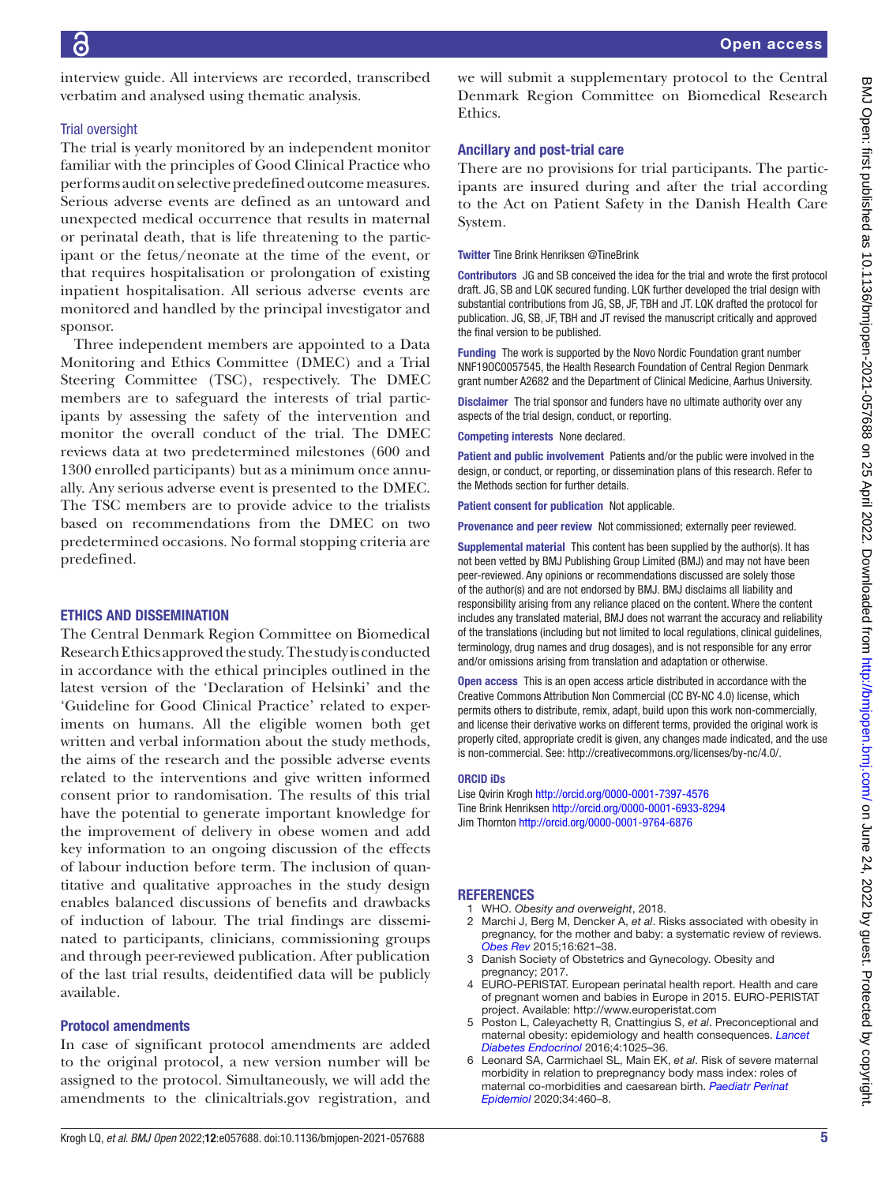interview guide. All interviews are recorded, transcribed verbatim and analysed using thematic analysis.

### Trial oversight

The trial is yearly monitored by an independent monitor familiar with the principles of Good Clinical Practice who performs audit on selective predefined outcome measures. Serious adverse events are defined as an untoward and unexpected medical occurrence that results in maternal or perinatal death, that is life threatening to the participant or the fetus/neonate at the time of the event, or that requires hospitalisation or prolongation of existing inpatient hospitalisation. All serious adverse events are monitored and handled by the principal investigator and sponsor.

Three independent members are appointed to a Data Monitoring and Ethics Committee (DMEC) and a Trial Steering Committee (TSC), respectively. The DMEC members are to safeguard the interests of trial participants by assessing the safety of the intervention and monitor the overall conduct of the trial. The DMEC reviews data at two predetermined milestones (600 and 1300 enrolled participants) but as a minimum once annually. Any serious adverse event is presented to the DMEC. The TSC members are to provide advice to the trialists based on recommendations from the DMEC on two predetermined occasions. No formal stopping criteria are predefined.

## ETHICS AND DISSEMINATION

The Central Denmark Region Committee on Biomedical Research Ethics approved the study. The study is conducted in accordance with the ethical principles outlined in the latest version of the 'Declaration of Helsinki' and the 'Guideline for Good Clinical Practice' related to experiments on humans. All the eligible women both get written and verbal information about the study methods, the aims of the research and the possible adverse events related to the interventions and give written informed consent prior to randomisation. The results of this trial have the potential to generate important knowledge for the improvement of delivery in obese women and add key information to an ongoing discussion of the effects of labour induction before term. The inclusion of quantitative and qualitative approaches in the study design enables balanced discussions of benefits and drawbacks of induction of labour. The trial findings are disseminated to participants, clinicians, commissioning groups and through peer-reviewed publication. After publication of the last trial results, deidentified data will be publicly available.

### Protocol amendments

In case of significant protocol amendments are added to the original protocol, a new version number will be assigned to the protocol. Simultaneously, we will add the amendments to the clinicaltrials.gov registration, and we will submit a supplementary protocol to the Central Denmark Region Committee on Biomedical Research Ethics.

### Ancillary and post-trial care

There are no provisions for trial participants. The participants are insured during and after the trial according to the Act on Patient Safety in the Danish Health Care System.

**Twitter** Tine Brink Henriksen @TineBrink

**Contributors** JG and SB conceived the idea for the trial and wrote the first protocol draft. JG, SB and LQK secured funding. LQK further developed the trial design with substantial contributions from JG, SB, JF, TBH and JT. LQK drafted the protocol for publication. JG, SB, JF, TBH and JT revised the manuscript critically and approved the final version to be published.

**Funding** The work is supported by the Novo Nordic Foundation grant number NNF19OC0057545, the Health Research Foundation of Central Region Denmark grant number A2682 and the Department of Clinical Medicine, Aarhus University.

**Disclaimer** The trial sponsor and funders have no ultimate authority over any aspects of the trial design, conduct, or reporting.

**Competing interests** None declared.

**Patient and public involvement** Patients and/or the public were involved in the design, or conduct, or reporting, or dissemination plans of this research. Refer to the Methods section for further details.

**Patient consent for publication** Not applicable.

**Provenance and peer review** Not commissioned; externally peer reviewed.

**Supplemental material** This content has been supplied by the author(s). It has not been vetted by BMJ Publishing Group Limited (BMJ) and may not have been peer-reviewed. Any opinions or recommendations discussed are solely those of the author(s) and are not endorsed by BMJ. BMJ disclaims all liability and responsibility arising from any reliance placed on the content. Where the content includes any translated material, BMJ does not warrant the accuracy and reliability of the translations (including but not limited to local regulations, clinical guidelines, terminology, drug names and drug dosages), and is not responsible for any error and/or omissions arising from translation and adaptation or otherwise.

**Open access** This is an open access article distributed in accordance with the Creative Commons Attribution Non Commercial (CC BY-NC 4.0) license, which permits others to distribute, remix, adapt, build upon this work non-commercially, and license their derivative works on different terms, provided the original work is properly cited, appropriate credit is given, any changes made indicated, and the use is non-commercial. See: http://creativecommons.org/licenses/by-nc/4.0/.

### ORCID iDs

Lise Qvirin Krogh http://orcid.org/0000-0001-7397-4576
Tine Brink Henriksen http://orcid.org/0000-0001-6933-8294
Jim Thornton http://orcid.org/0000-0001-9764-6876

## REFERENCES

1. WHO. *Obesity and overweight*, 2018.
2. Marchi J, Berg M, Dencker A, *et al*. Risks associated with obesity in pregnancy, for the mother and baby: a systematic review of reviews. *Obes Rev* 2015;16:621–38.
3. Danish Society of Obstetrics and Gynecology. Obesity and pregnancy; 2017.
4. EURO-PERISTAT. European perinatal health report. Health and care of pregnant women and babies in Europe in 2015. EURO-PERISTAT project. Available: http://www.europeristat.com
5. Poston L, Caleyachetty R, Cnattingius S, *et al*. Preconceptional and maternal obesity: epidemiology and health consequences. *Lancet Diabetes Endocrinol* 2016;4:1025–36.
6. Leonard SA, Carmichael SL, Main EK, *et al*. Risk of severe maternal morbidity in relation to prepregnancy body mass index: roles of maternal co-morbidities and caesarean birth. *Paediatr Perinat Epidemiol* 2020;34:460–8.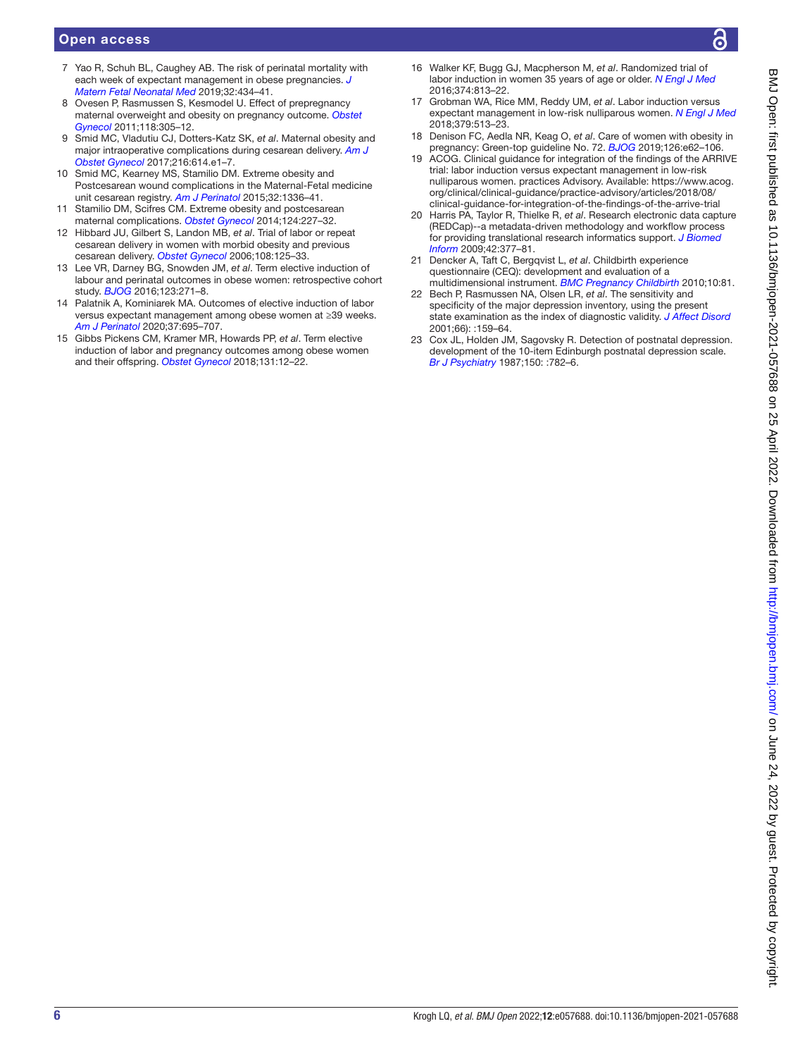7. Yao R, Schuh BL, Caughey AB. The risk of perinatal mortality with each week of expectant management in obese pregnancies. *J Matern Fetal Neonatal Med* 2019;32:434–41.
8. Ovesen P, Rasmussen S, Kesmodel U. Effect of prepregnancy maternal overweight and obesity on pregnancy outcome. *Obstet Gynecol* 2011;118:305–12.
9. Smid MC, Vladutiu CJ, Dotters-Katz SK, *et al*. Maternal obesity and major intraoperative complications during cesarean delivery. *Am J Obstet Gynecol* 2017;216:614.e1–7.
10. Smid MC, Kearney MS, Stamilio DM. Extreme obesity and Postcesarean wound complications in the Maternal-Fetal medicine unit cesarean registry. *Am J Perinatol* 2015;32:1336–41.
11. Stamilio DM, Scifres CM. Extreme obesity and postcesarean maternal complications. *Obstet Gynecol* 2014;124:227–32.
12. Hibbard JU, Gilbert S, Landon MB, *et al*. Trial of labor or repeat cesarean delivery in women with morbid obesity and previous cesarean delivery. *Obstet Gynecol* 2006;108:125–33.
13. Lee VR, Darney BG, Snowden JM, *et al*. Term elective induction of labour and perinatal outcomes in obese women: retrospective cohort study. *BJOG* 2016;123:271–8.
14. Palatnik A, Kominiarek MA. Outcomes of elective induction of labor versus expectant management among obese women at ≥39 weeks. *Am J Perinatol* 2020;37:695–707.
15. Gibbs Pickens CM, Kramer MR, Howards PP, *et al*. Term elective induction of labor and pregnancy outcomes among obese women and their offspring. *Obstet Gynecol* 2018;131:12–22.
16. Walker KF, Bugg GJ, Macpherson M, *et al*. Randomized trial of labor induction in women 35 years of age or older. *N Engl J Med* 2016;374:813–22.
17. Grobman WA, Rice MM, Reddy UM, *et al*. Labor induction versus expectant management in low-risk nulliparous women. *N Engl J Med* 2018;379:513–23.
18. Denison FC, Aedla NR, Keag O, *et al*. Care of women with obesity in pregnancy: Green-top guideline No. 72. *BJOG* 2019;126:e62–106.
19. ACOG. Clinical guidance for integration of the findings of the ARRIVE trial: labor induction versus expectant management in low-risk nulliparous women. practices Advisory. Available: https://www.acog.org/clinical/clinical-guidance/practice-advisory/articles/2018/08/clinical-guidance-for-integration-of-the-findings-of-the-arrive-trial
20. Harris PA, Taylor R, Thielke R, *et al*. Research electronic data capture (REDCap)--a metadata-driven methodology and workflow process for providing translational research informatics support. *J Biomed Inform* 2009;42:377–81.
21. Dencker A, Taft C, Bergqvist L, *et al*. Childbirth experience questionnaire (CEQ): development and evaluation of a multidimensional instrument. *BMC Pregnancy Childbirth* 2010;10:81.
22. Bech P, Rasmussen NA, Olsen LR, *et al*. The sensitivity and specificity of the major depression inventory, using the present state examination as the index of diagnostic validity. *J Affect Disord* 2001;66): :159–64.
23. Cox JL, Holden JM, Sagovsky R. Detection of postnatal depression. development of the 10-item Edinburgh postnatal depression scale. *Br J Psychiatry* 1987;150: :782–6.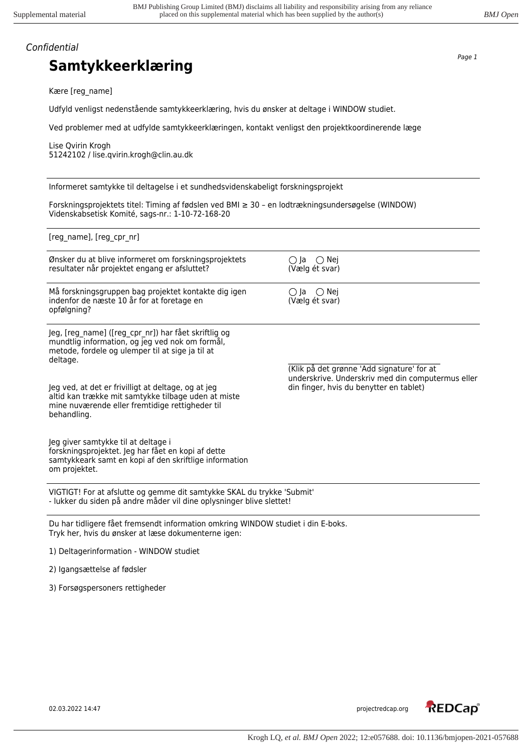*Confidential*

# Samtykkeerklæring

Kære [reg_name]

Udfyld venligst nedenstående samtykkeerklæring, hvis du ønsker at deltage i WINDOW studiet.

Ved problemer med at udfylde samtykkeerklæringen, kontakt venligst den projektkoordinerende læge

Lise Qvirin Krogh
51242102 / lise.qvirin.krogh@clin.au.dk

---

Informeret samtykke til deltagelse i et sundhedsvidenskabeligt forskningsprojekt

Forskningsprojektets titel: Timing af fødslen ved BMI ≥ 30 – en lodtrækningsundersøgelse (WINDOW)
Videnskabsetisk Komité, sags-nr.: 1-10-72-168-20

---

[reg_name], [reg_cpr_nr]

---

| | |
|---|---|
| Ønsker du at blive informeret om forskningsprojektets resultater når projektet engang er afsluttet? | ◯ Ja ◯ Nej (Vælg ét svar) |
| Må forskningsgruppen bag projektet kontakte dig igen indenfor de næste 10 år for at foretage en opfølgning? | ◯ Ja ◯ Nej (Vælg ét svar) |
| Jeg, [reg_name] ([reg_cpr_nr]) har fået skriftlig og mundtlig information, og jeg ved nok om formål, metode, fordele og ulemper til at sige ja til at deltage.<br><br>Jeg ved, at det er frivilligt at deltage, og at jeg altid kan trække mit samtykke tilbage uden at miste mine nuværende eller fremtidige rettigheder til behandling.<br><br>Jeg giver samtykke til at deltage i forskningsprojektet. Jeg har fået en kopi af dette samtykkeark samt en kopi af den skriftlige information om projektet. | ______________________________<br>(Klik på det grønne 'Add signature' for at underskrive. Underskriv med din computermus eller din finger, hvis du benytter en tablet) |

---

VIGTIGT! For at afslutte og gemme dit samtykke SKAL du trykke 'Submit' - lukker du siden på andre måder vil dine oplysninger blive slettet!

---

Du har tidligere fået fremsendt information omkring WINDOW studiet i din E-boks.
Tryk her, hvis du ønsker at læse dokumenterne igen:

1) Deltagerinformation - WINDOW studiet

2) Igangsættelse af fødsler

3) Forsøgspersoners rettigheder

02.03.2022 14:47 projectredcap.org